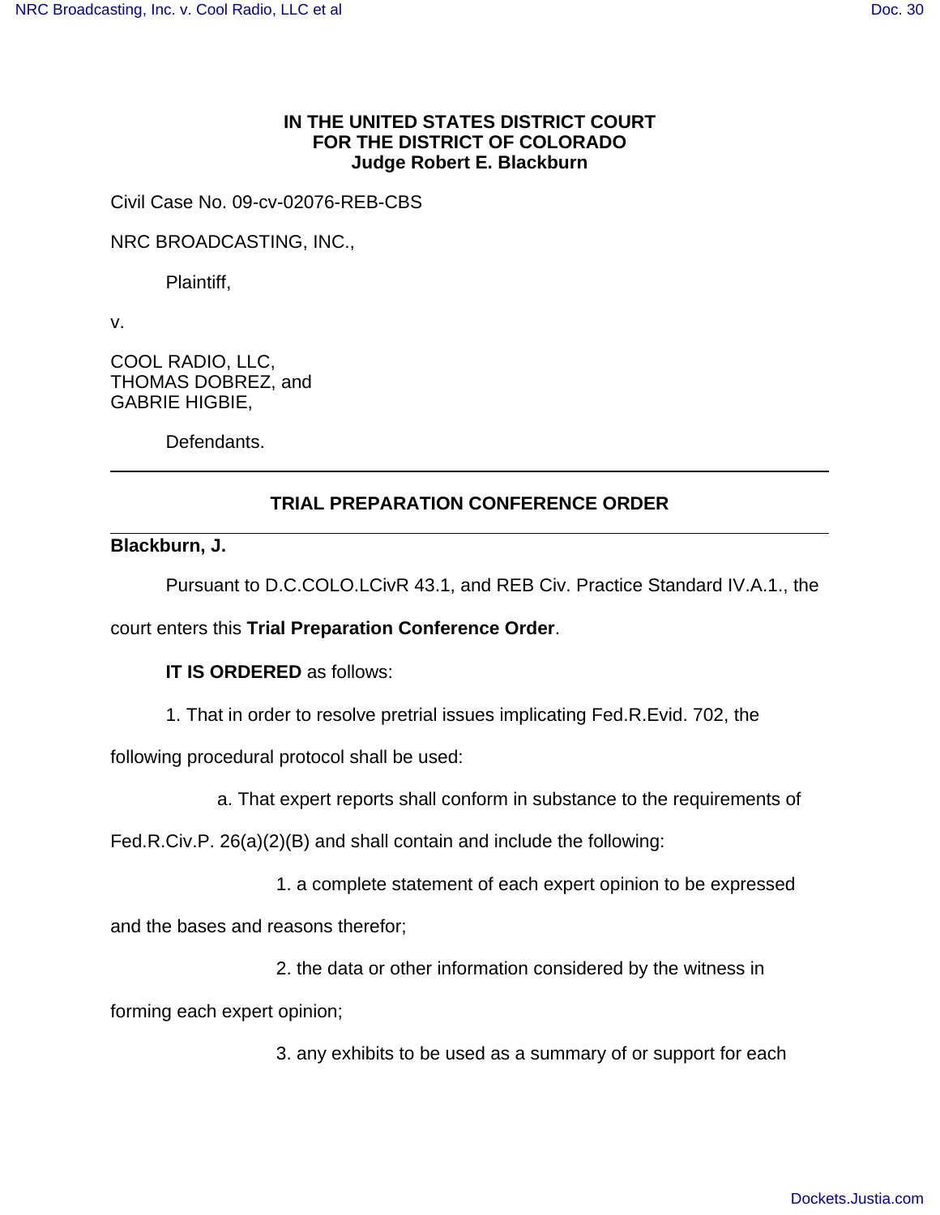**IN THE UNITED STATES DISTRICT COURT**
**FOR THE DISTRICT OF COLORADO**
**Judge Robert E. Blackburn**

Civil Case No. 09-cv-02076-REB-CBS

NRC BROADCASTING, INC.,

Plaintiff,

v.

COOL RADIO, LLC,
THOMAS DOBREZ, and
GABRIE HIGBIE,

Defendants.

---

## TRIAL PREPARATION CONFERENCE ORDER

---

**Blackburn, J.**

Pursuant to D.C.COLO.LCivR 43.1, and REB Civ. Practice Standard IV.A.1., the court enters this **Trial Preparation Conference Order**.

**IT IS ORDERED** as follows:

1. That in order to resolve pretrial issues implicating Fed.R.Evid. 702, the following procedural protocol shall be used:

a. That expert reports shall conform in substance to the requirements of Fed.R.Civ.P. 26(a)(2)(B) and shall contain and include the following:

1. a complete statement of each expert opinion to be expressed and the bases and reasons therefor;

2. the data or other information considered by the witness in forming each expert opinion;

3. any exhibits to be used as a summary of or support for each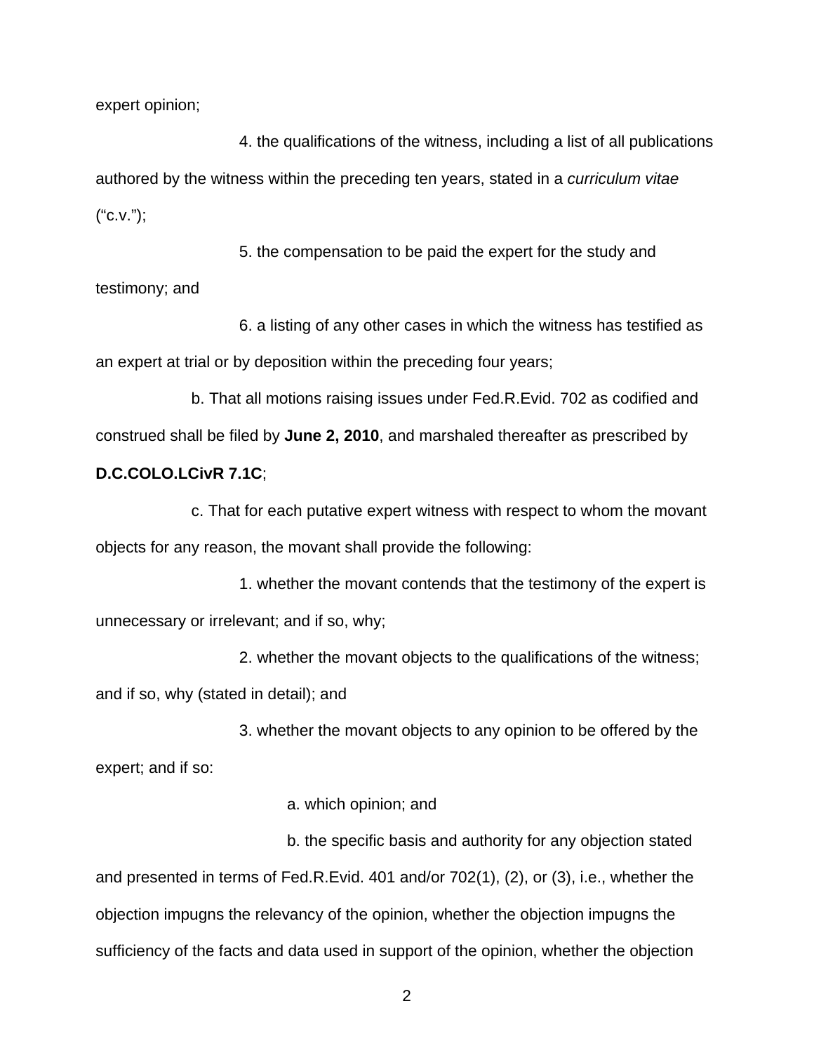expert opinion;

4. the qualifications of the witness, including a list of all publications authored by the witness within the preceding ten years, stated in a *curriculum vitae* ("c.v.");

5. the compensation to be paid the expert for the study and testimony; and

6. a listing of any other cases in which the witness has testified as an expert at trial or by deposition within the preceding four years;

b. That all motions raising issues under Fed.R.Evid. 702 as codified and construed shall be filed by **June 2, 2010**, and marshaled thereafter as prescribed by **D.C.COLO.LCivR 7.1C**;

c. That for each putative expert witness with respect to whom the movant objects for any reason, the movant shall provide the following:

1. whether the movant contends that the testimony of the expert is unnecessary or irrelevant; and if so, why;

2. whether the movant objects to the qualifications of the witness; and if so, why (stated in detail); and

3. whether the movant objects to any opinion to be offered by the expert; and if so:

a. which opinion; and

b. the specific basis and authority for any objection stated and presented in terms of Fed.R.Evid. 401 and/or 702(1), (2), or (3), i.e., whether the objection impugns the relevancy of the opinion, whether the objection impugns the sufficiency of the facts and data used in support of the opinion, whether the objection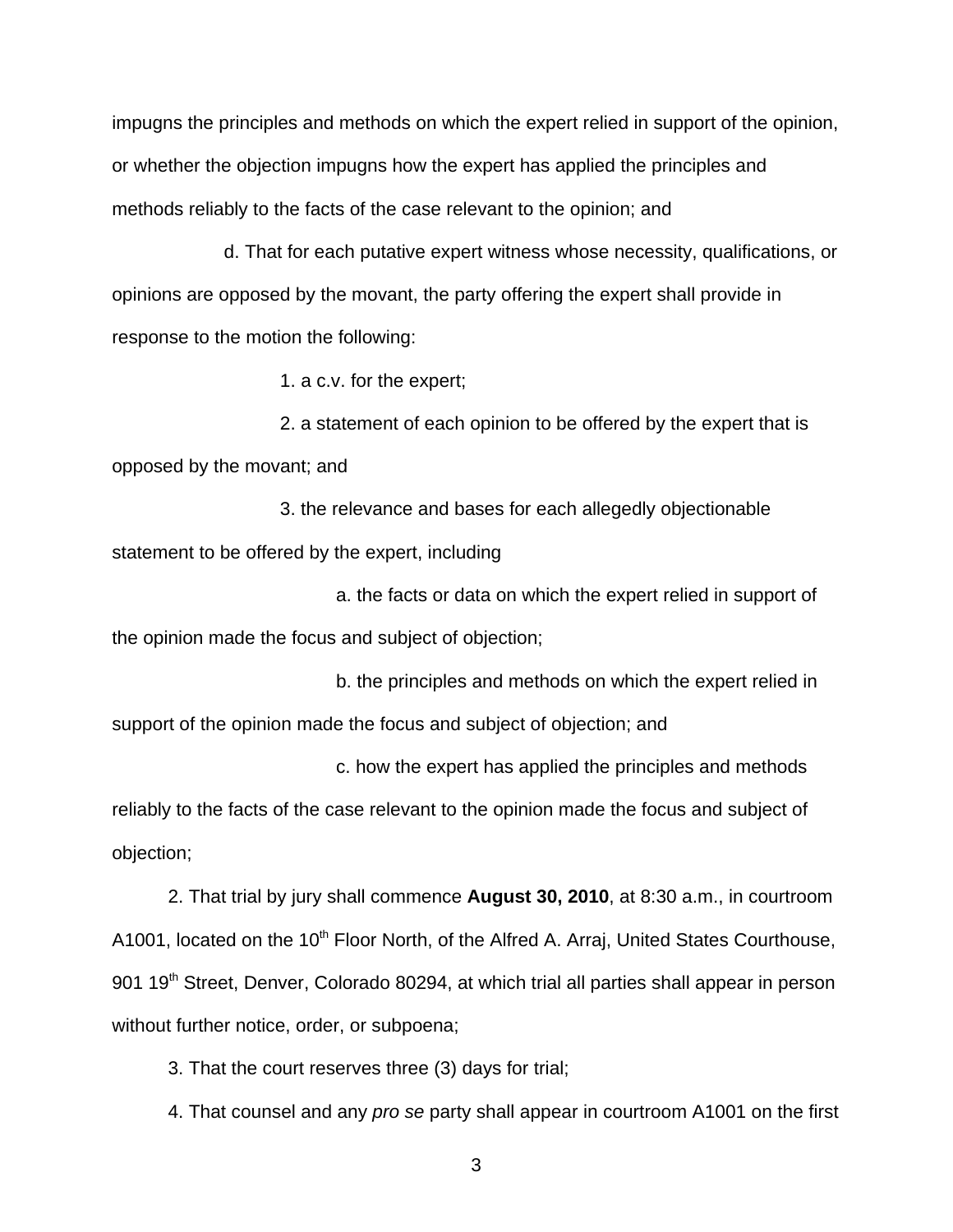impugns the principles and methods on which the expert relied in support of the opinion, or whether the objection impugns how the expert has applied the principles and methods reliably to the facts of the case relevant to the opinion; and

d. That for each putative expert witness whose necessity, qualifications, or opinions are opposed by the movant, the party offering the expert shall provide in response to the motion the following:

1. a c.v. for the expert;

2. a statement of each opinion to be offered by the expert that is opposed by the movant; and

3. the relevance and bases for each allegedly objectionable statement to be offered by the expert, including

a. the facts or data on which the expert relied in support of the opinion made the focus and subject of objection;

b. the principles and methods on which the expert relied in support of the opinion made the focus and subject of objection; and

c. how the expert has applied the principles and methods reliably to the facts of the case relevant to the opinion made the focus and subject of objection;

2. That trial by jury shall commence **August 30, 2010**, at 8:30 a.m., in courtroom A1001, located on the 10th Floor North, of the Alfred A. Arraj, United States Courthouse, 901 19th Street, Denver, Colorado 80294, at which trial all parties shall appear in person without further notice, order, or subpoena;

3. That the court reserves three (3) days for trial;

4. That counsel and any *pro se* party shall appear in courtroom A1001 on the first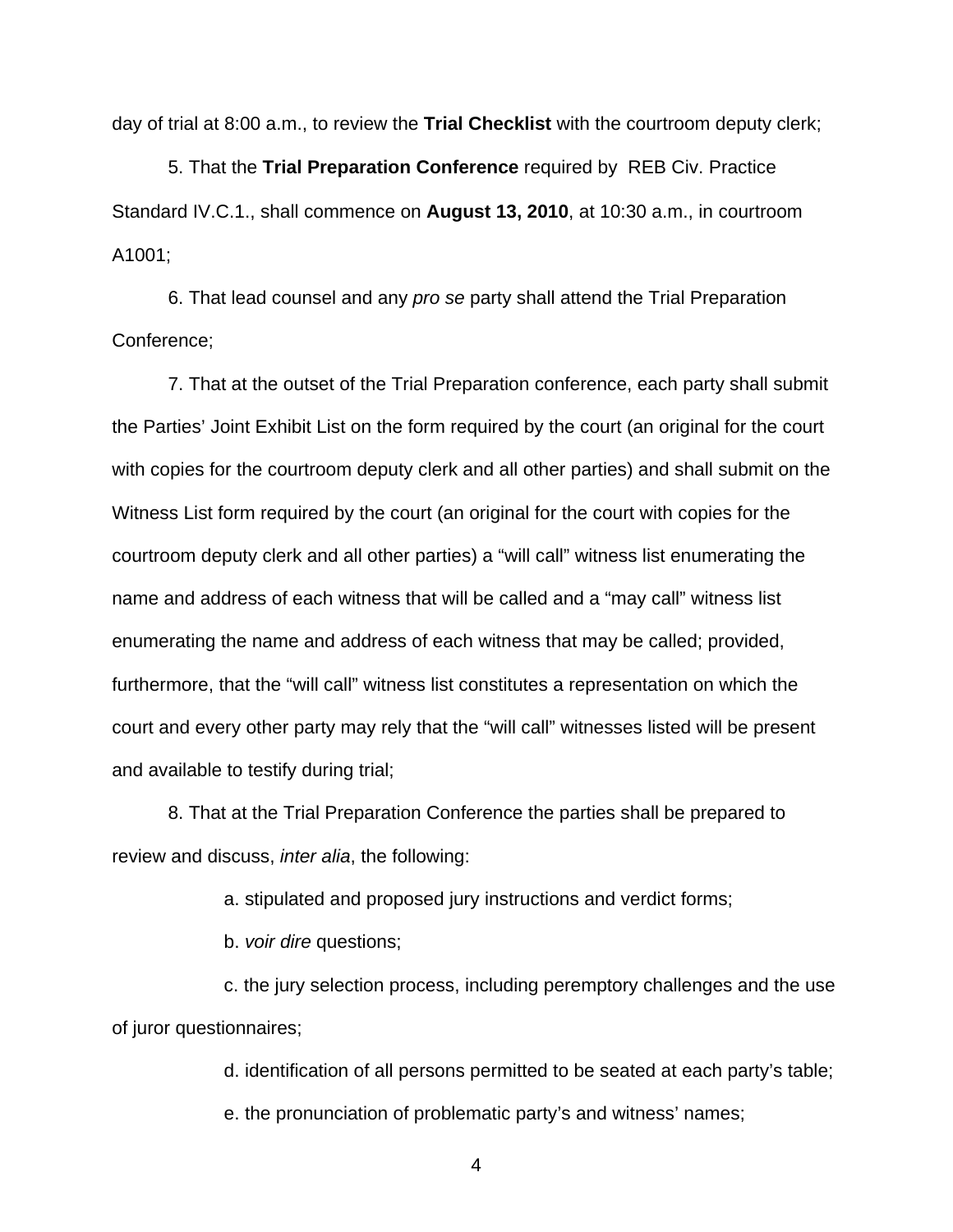day of trial at 8:00 a.m., to review the **Trial Checklist** with the courtroom deputy clerk;

5. That the **Trial Preparation Conference** required by REB Civ. Practice Standard IV.C.1., shall commence on **August 13, 2010**, at 10:30 a.m., in courtroom A1001;

6. That lead counsel and any *pro se* party shall attend the Trial Preparation Conference;

7. That at the outset of the Trial Preparation conference, each party shall submit the Parties' Joint Exhibit List on the form required by the court (an original for the court with copies for the courtroom deputy clerk and all other parties) and shall submit on the Witness List form required by the court (an original for the court with copies for the courtroom deputy clerk and all other parties) a "will call" witness list enumerating the name and address of each witness that will be called and a "may call" witness list enumerating the name and address of each witness that may be called; provided, furthermore, that the "will call" witness list constitutes a representation on which the court and every other party may rely that the "will call" witnesses listed will be present and available to testify during trial;

8. That at the Trial Preparation Conference the parties shall be prepared to review and discuss, *inter alia*, the following:

a. stipulated and proposed jury instructions and verdict forms;

b. *voir dire* questions;

c. the jury selection process, including peremptory challenges and the use of juror questionnaires;

d. identification of all persons permitted to be seated at each party's table;

e. the pronunciation of problematic party's and witness' names;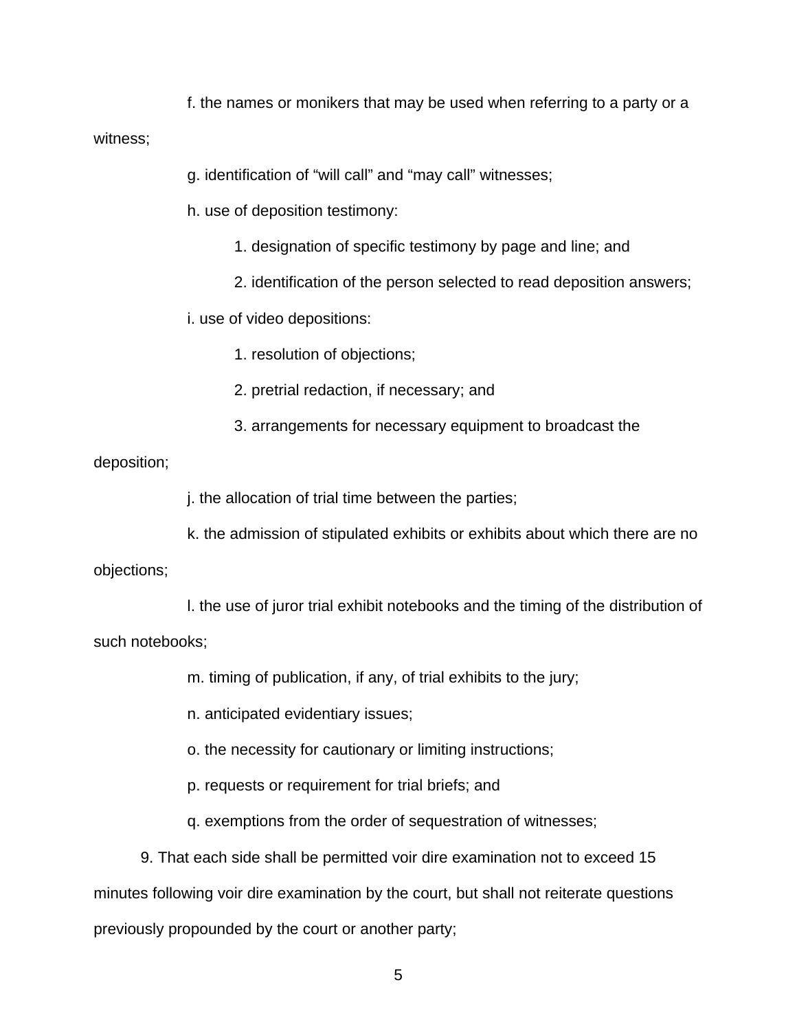f. the names or monikers that may be used when referring to a party or a witness;

g. identification of "will call" and "may call" witnesses;

h. use of deposition testimony:

1. designation of specific testimony by page and line; and

2. identification of the person selected to read deposition answers;

i. use of video depositions:

1. resolution of objections;

2. pretrial redaction, if necessary; and

3. arrangements for necessary equipment to broadcast the deposition;

j. the allocation of trial time between the parties;

k. the admission of stipulated exhibits or exhibits about which there are no objections;

l. the use of juror trial exhibit notebooks and the timing of the distribution of such notebooks;

m. timing of publication, if any, of trial exhibits to the jury;

n. anticipated evidentiary issues;

o. the necessity for cautionary or limiting instructions;

p. requests or requirement for trial briefs; and

q. exemptions from the order of sequestration of witnesses;

9. That each side shall be permitted voir dire examination not to exceed 15 minutes following voir dire examination by the court, but shall not reiterate questions previously propounded by the court or another party;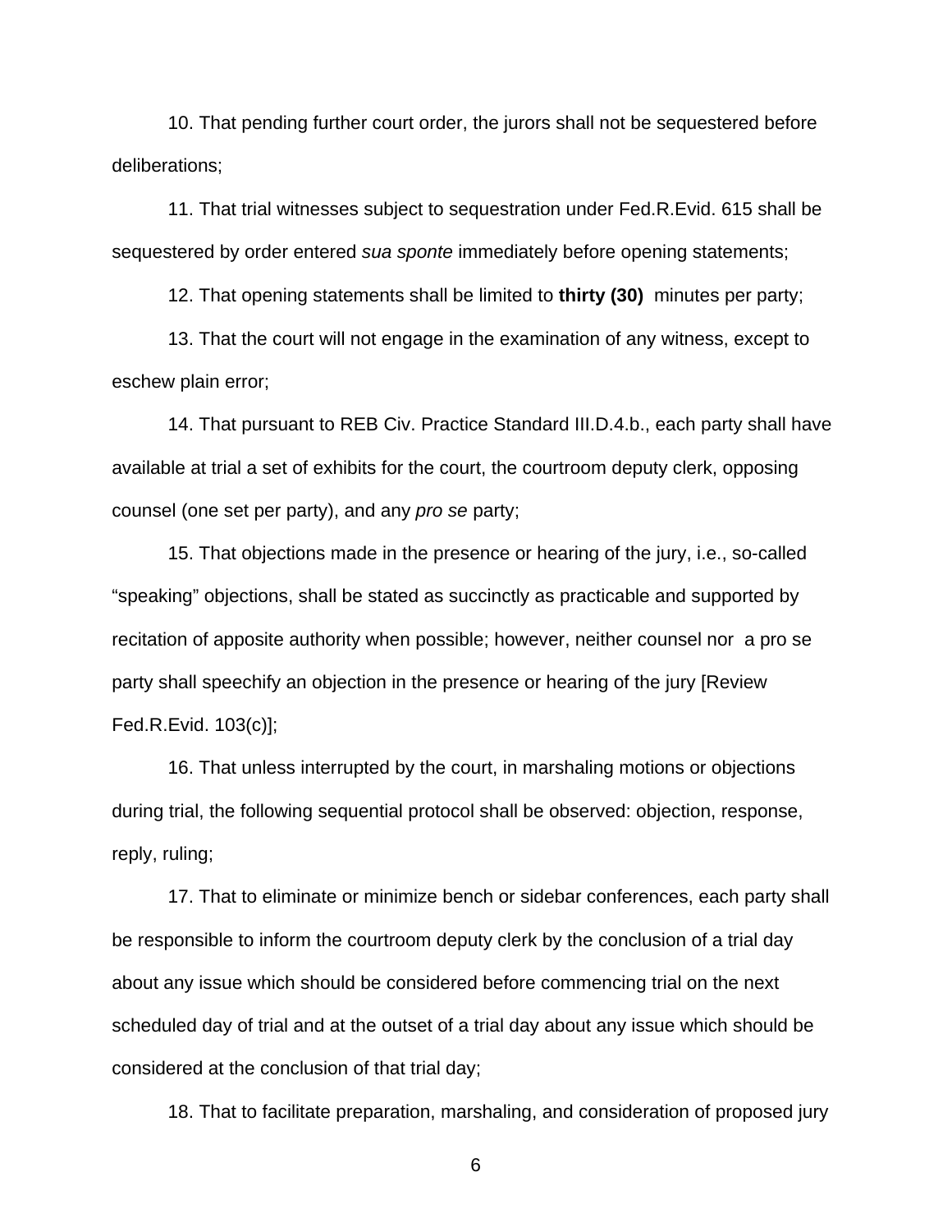10. That pending further court order, the jurors shall not be sequestered before deliberations;

11. That trial witnesses subject to sequestration under Fed.R.Evid. 615 shall be sequestered by order entered *sua sponte* immediately before opening statements;

12. That opening statements shall be limited to **thirty (30)** minutes per party;

13. That the court will not engage in the examination of any witness, except to eschew plain error;

14. That pursuant to REB Civ. Practice Standard III.D.4.b., each party shall have available at trial a set of exhibits for the court, the courtroom deputy clerk, opposing counsel (one set per party), and any *pro se* party;

15. That objections made in the presence or hearing of the jury, i.e., so-called "speaking" objections, shall be stated as succinctly as practicable and supported by recitation of apposite authority when possible; however, neither counsel nor a pro se party shall speechify an objection in the presence or hearing of the jury [Review Fed.R.Evid. 103(c)];

16. That unless interrupted by the court, in marshaling motions or objections during trial, the following sequential protocol shall be observed: objection, response, reply, ruling;

17. That to eliminate or minimize bench or sidebar conferences, each party shall be responsible to inform the courtroom deputy clerk by the conclusion of a trial day about any issue which should be considered before commencing trial on the next scheduled day of trial and at the outset of a trial day about any issue which should be considered at the conclusion of that trial day;

18. That to facilitate preparation, marshaling, and consideration of proposed jury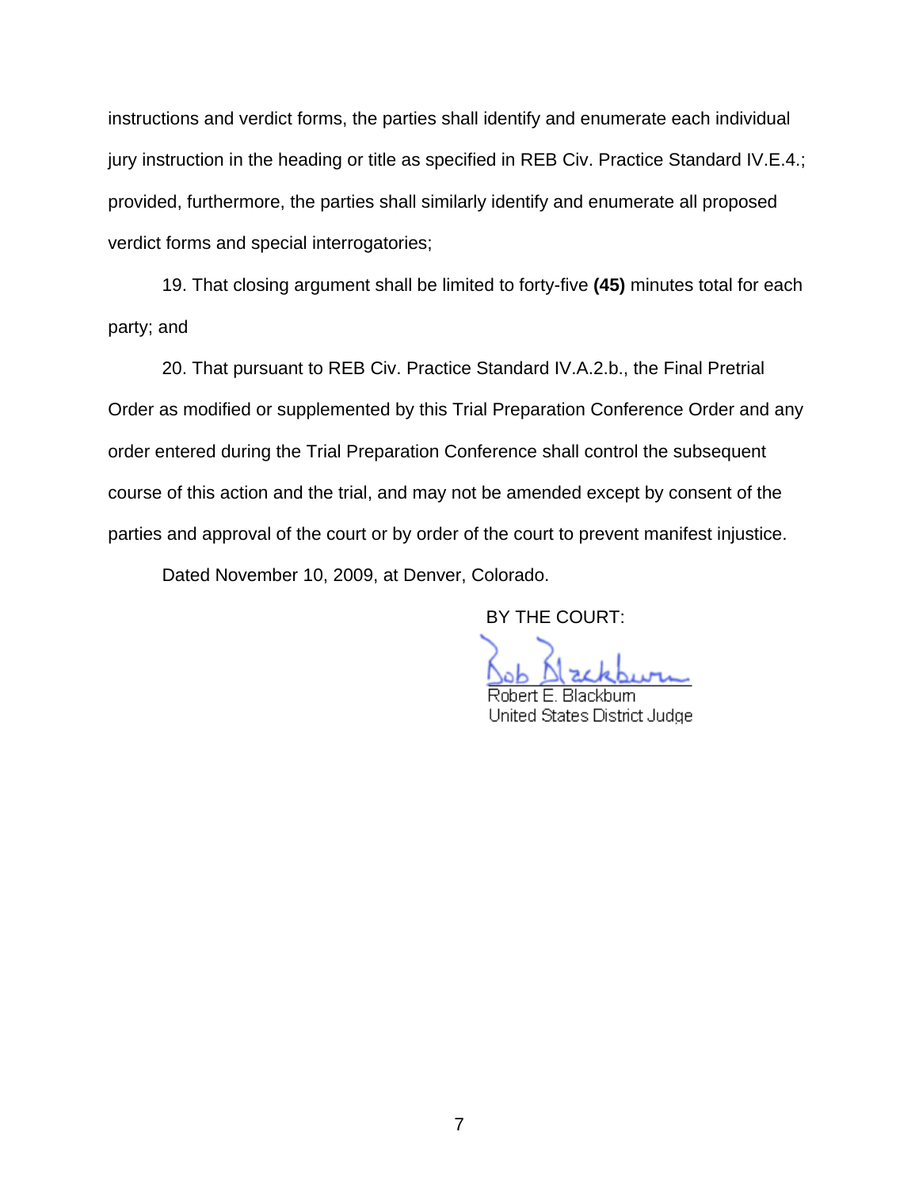instructions and verdict forms, the parties shall identify and enumerate each individual jury instruction in the heading or title as specified in REB Civ. Practice Standard IV.E.4.; provided, furthermore, the parties shall similarly identify and enumerate all proposed verdict forms and special interrogatories;

19. That closing argument shall be limited to forty-five **(45)** minutes total for each party; and

20. That pursuant to REB Civ. Practice Standard IV.A.2.b., the Final Pretrial Order as modified or supplemented by this Trial Preparation Conference Order and any order entered during the Trial Preparation Conference shall control the subsequent course of this action and the trial, and may not be amended except by consent of the parties and approval of the court or by order of the court to prevent manifest injustice.

Dated November 10, 2009, at Denver, Colorado.

BY THE COURT:

Bob Blackburn

Robert E. Blackburn
United States District Judge